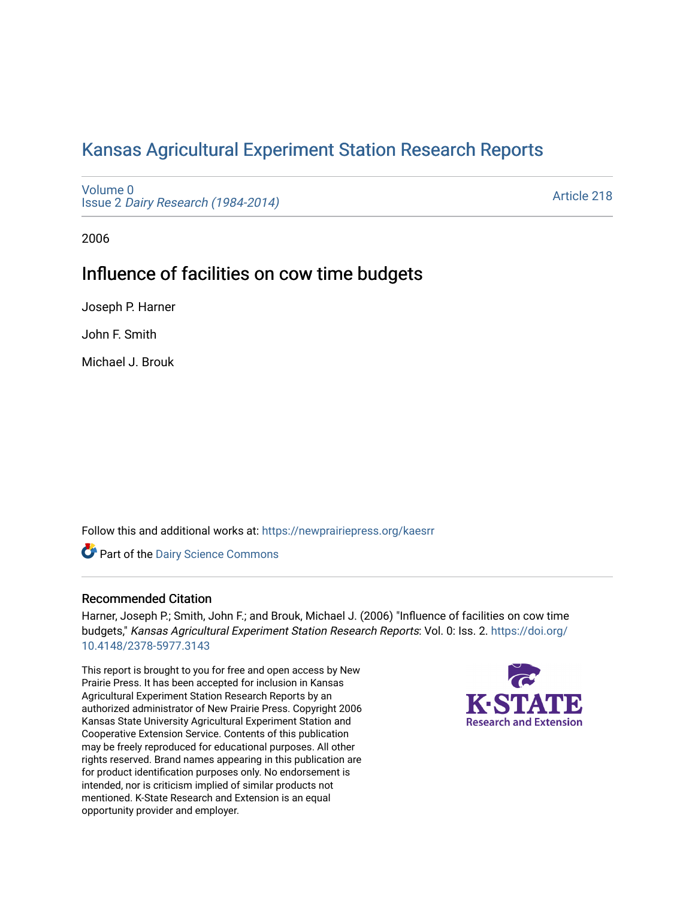# Kansas Agricultural Experiment Station Research Reports

Volume 0
Issue 2 *Dairy Research (1984-2014)*

Article 218

2006

## Influence of facilities on cow time budgets

Joseph P. Harner

John F. Smith

Michael J. Brouk

Follow this and additional works at: https://newprairiepress.org/kaesrr

Part of the Dairy Science Commons

### Recommended Citation

Harner, Joseph P.; Smith, John F.; and Brouk, Michael J. (2006) "Influence of facilities on cow time budgets," *Kansas Agricultural Experiment Station Research Reports*: Vol. 0: Iss. 2. https://doi.org/10.4148/2378-5977.3143

This report is brought to you for free and open access by New Prairie Press. It has been accepted for inclusion in Kansas Agricultural Experiment Station Research Reports by an authorized administrator of New Prairie Press. Copyright 2006 Kansas State University Agricultural Experiment Station and Cooperative Extension Service. Contents of this publication may be freely reproduced for educational purposes. All other rights reserved. Brand names appearing in this publication are for product identification purposes only. No endorsement is intended, nor is criticism implied of similar products not mentioned. K-State Research and Extension is an equal opportunity provider and employer.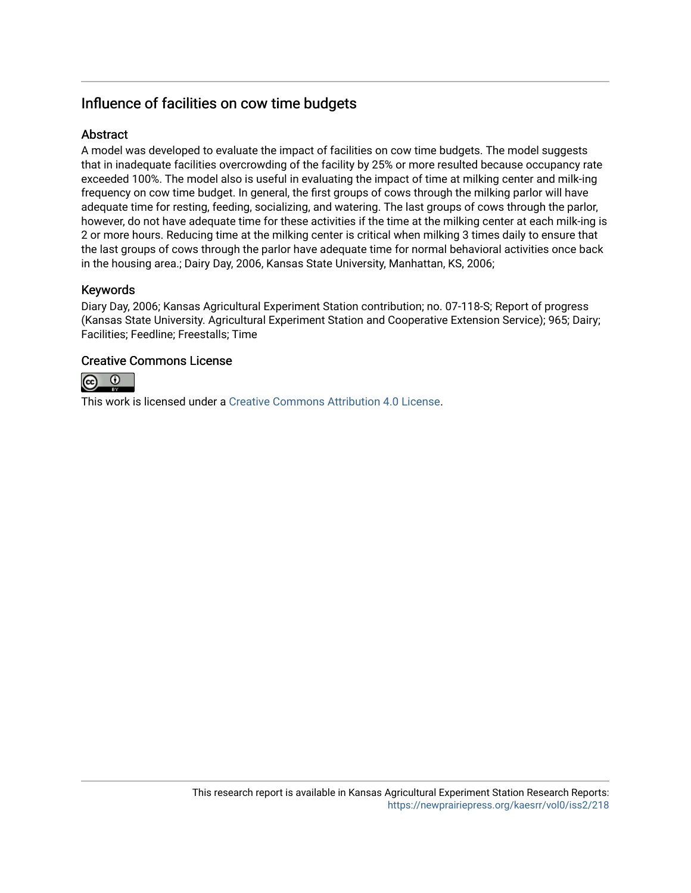## Influence of facilities on cow time budgets

### Abstract

A model was developed to evaluate the impact of facilities on cow time budgets. The model suggests that in inadequate facilities overcrowding of the facility by 25% or more resulted because occupancy rate exceeded 100%. The model also is useful in evaluating the impact of time at milking center and milk-ing frequency on cow time budget. In general, the first groups of cows through the milking parlor will have adequate time for resting, feeding, socializing, and watering. The last groups of cows through the parlor, however, do not have adequate time for these activities if the time at the milking center at each milk-ing is 2 or more hours. Reducing time at the milking center is critical when milking 3 times daily to ensure that the last groups of cows through the parlor have adequate time for normal behavioral activities once back in the housing area.; Dairy Day, 2006, Kansas State University, Manhattan, KS, 2006;

### Keywords

Diary Day, 2006; Kansas Agricultural Experiment Station contribution; no. 07-118-S; Report of progress (Kansas State University. Agricultural Experiment Station and Cooperative Extension Service); 965; Dairy; Facilities; Feedline; Freestalls; Time

### Creative Commons License

This work is licensed under a Creative Commons Attribution 4.0 License.

This research report is available in Kansas Agricultural Experiment Station Research Reports: https://newprairiepress.org/kaesrr/vol0/iss2/218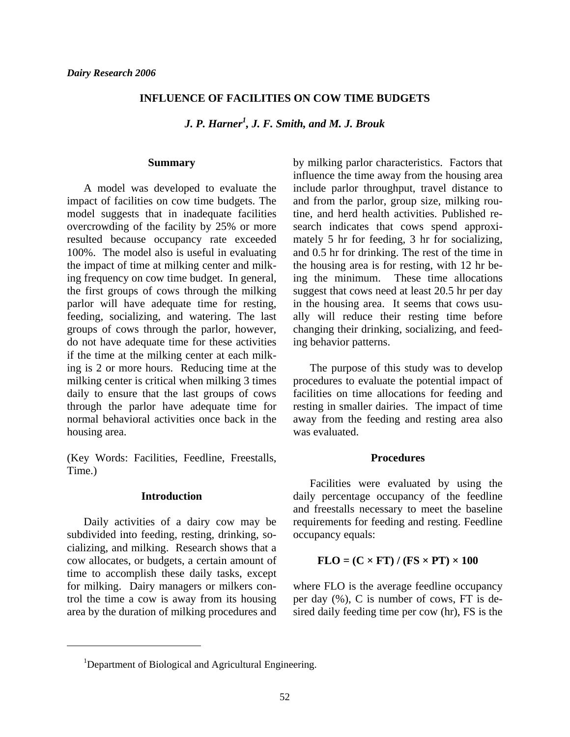*Dairy Research 2006*

# INFLUENCE OF FACILITIES ON COW TIME BUDGETS

***J. P. Harner[1], J. F. Smith, and M. J. Brouk***

## Summary

A model was developed to evaluate the impact of facilities on cow time budgets. The model suggests that in inadequate facilities overcrowding of the facility by 25% or more resulted because occupancy rate exceeded 100%. The model also is useful in evaluating the impact of time at milking center and milking frequency on cow time budget. In general, the first groups of cows through the milking parlor will have adequate time for resting, feeding, socializing, and watering. The last groups of cows through the parlor, however, do not have adequate time for these activities if the time at the milking center at each milking is 2 or more hours. Reducing time at the milking center is critical when milking 3 times daily to ensure that the last groups of cows through the parlor have adequate time for normal behavioral activities once back in the housing area.

(Key Words: Facilities, Feedline, Freestalls, Time.)

## Introduction

Daily activities of a dairy cow may be subdivided into feeding, resting, drinking, socializing, and milking. Research shows that a cow allocates, or budgets, a certain amount of time to accomplish these daily tasks, except for milking. Dairy managers or milkers control the time a cow is away from its housing area by the duration of milking procedures and by milking parlor characteristics. Factors that influence the time away from the housing area include parlor throughput, travel distance to and from the parlor, group size, milking routine, and herd health activities. Published research indicates that cows spend approximately 5 hr for feeding, 3 hr for socializing, and 0.5 hr for drinking. The rest of the time in the housing area is for resting, with 12 hr being the minimum. These time allocations suggest that cows need at least 20.5 hr per day in the housing area. It seems that cows usually will reduce their resting time before changing their drinking, socializing, and feeding behavior patterns.

The purpose of this study was to develop procedures to evaluate the potential impact of facilities on time allocations for feeding and resting in smaller dairies. The impact of time away from the feeding and resting area also was evaluated.

## Procedures

Facilities were evaluated by using the daily percentage occupancy of the feedline and freestalls necessary to meet the baseline requirements for feeding and resting. Feedline occupancy equals:

$$\mathbf{FLO = (C \times FT) / (FS \times PT) \times 100}$$

where FLO is the average feedline occupancy per day (%), C is number of cows, FT is desired daily feeding time per cow (hr), FS is the

[1]Department of Biological and Agricultural Engineering.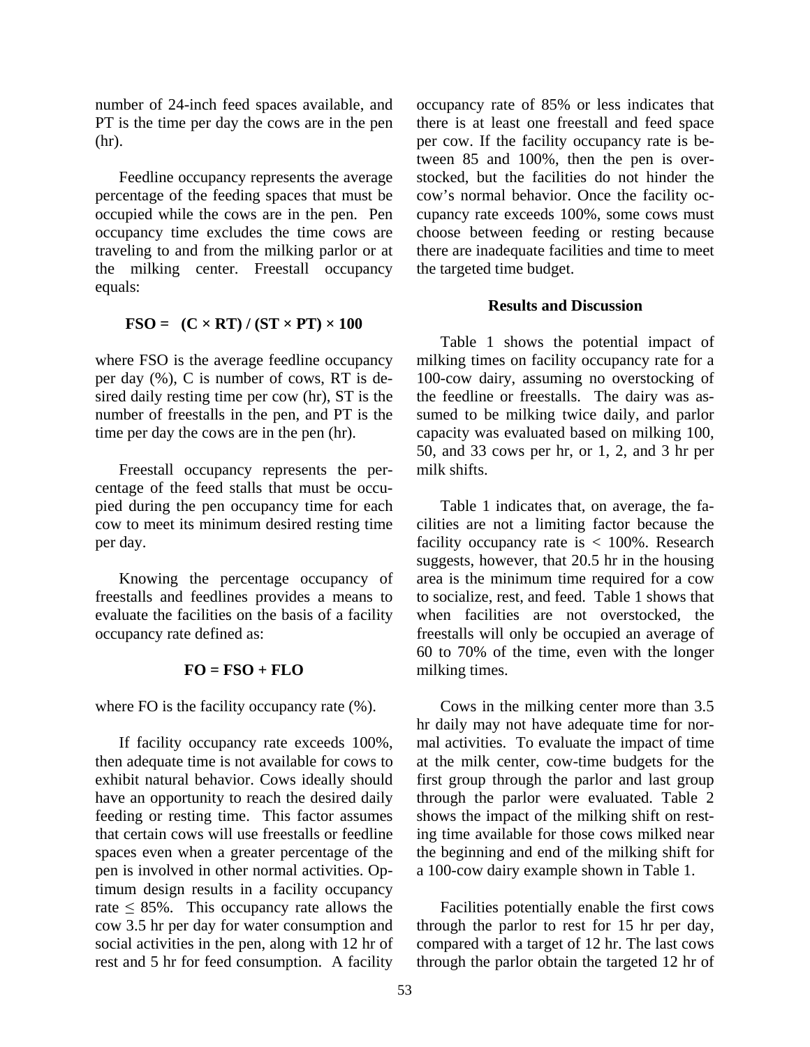number of 24-inch feed spaces available, and PT is the time per day the cows are in the pen (hr).

Feedline occupancy represents the average percentage of the feeding spaces that must be occupied while the cows are in the pen. Pen occupancy time excludes the time cows are traveling to and from the milking parlor or at the milking center. Freestall occupancy equals:

$$\mathbf{FSO = (C \times RT) / (ST \times PT) \times 100}$$

where FSO is the average feedline occupancy per day (%), C is number of cows, RT is desired daily resting time per cow (hr), ST is the number of freestalls in the pen, and PT is the time per day the cows are in the pen (hr).

Freestall occupancy represents the percentage of the feed stalls that must be occupied during the pen occupancy time for each cow to meet its minimum desired resting time per day.

Knowing the percentage occupancy of freestalls and feedlines provides a means to evaluate the facilities on the basis of a facility occupancy rate defined as:

$$\mathbf{FO = FSO + FLO}$$

where FO is the facility occupancy rate (%).

If facility occupancy rate exceeds 100%, then adequate time is not available for cows to exhibit natural behavior. Cows ideally should have an opportunity to reach the desired daily feeding or resting time. This factor assumes that certain cows will use freestalls or feedline spaces even when a greater percentage of the pen is involved in other normal activities. Optimum design results in a facility occupancy rate $\leq$ 85%. This occupancy rate allows the cow 3.5 hr per day for water consumption and social activities in the pen, along with 12 hr of rest and 5 hr for feed consumption. A facility occupancy rate of 85% or less indicates that there is at least one freestall and feed space per cow. If the facility occupancy rate is between 85 and 100%, then the pen is overstocked, but the facilities do not hinder the cow's normal behavior. Once the facility occupancy rate exceeds 100%, some cows must choose between feeding or resting because there are inadequate facilities and time to meet the targeted time budget.

## Results and Discussion

Table 1 shows the potential impact of milking times on facility occupancy rate for a 100-cow dairy, assuming no overstocking of the feedline or freestalls. The dairy was assumed to be milking twice daily, and parlor capacity was evaluated based on milking 100, 50, and 33 cows per hr, or 1, 2, and 3 hr per milk shifts.

Table 1 indicates that, on average, the facilities are not a limiting factor because the facility occupancy rate is < 100%. Research suggests, however, that 20.5 hr in the housing area is the minimum time required for a cow to socialize, rest, and feed. Table 1 shows that when facilities are not overstocked, the freestalls will only be occupied an average of 60 to 70% of the time, even with the longer milking times.

Cows in the milking center more than 3.5 hr daily may not have adequate time for normal activities. To evaluate the impact of time at the milk center, cow-time budgets for the first group through the parlor and last group through the parlor were evaluated. Table 2 shows the impact of the milking shift on resting time available for those cows milked near the beginning and end of the milking shift for a 100-cow dairy example shown in Table 1.

Facilities potentially enable the first cows through the parlor to rest for 15 hr per day, compared with a target of 12 hr. The last cows through the parlor obtain the targeted 12 hr of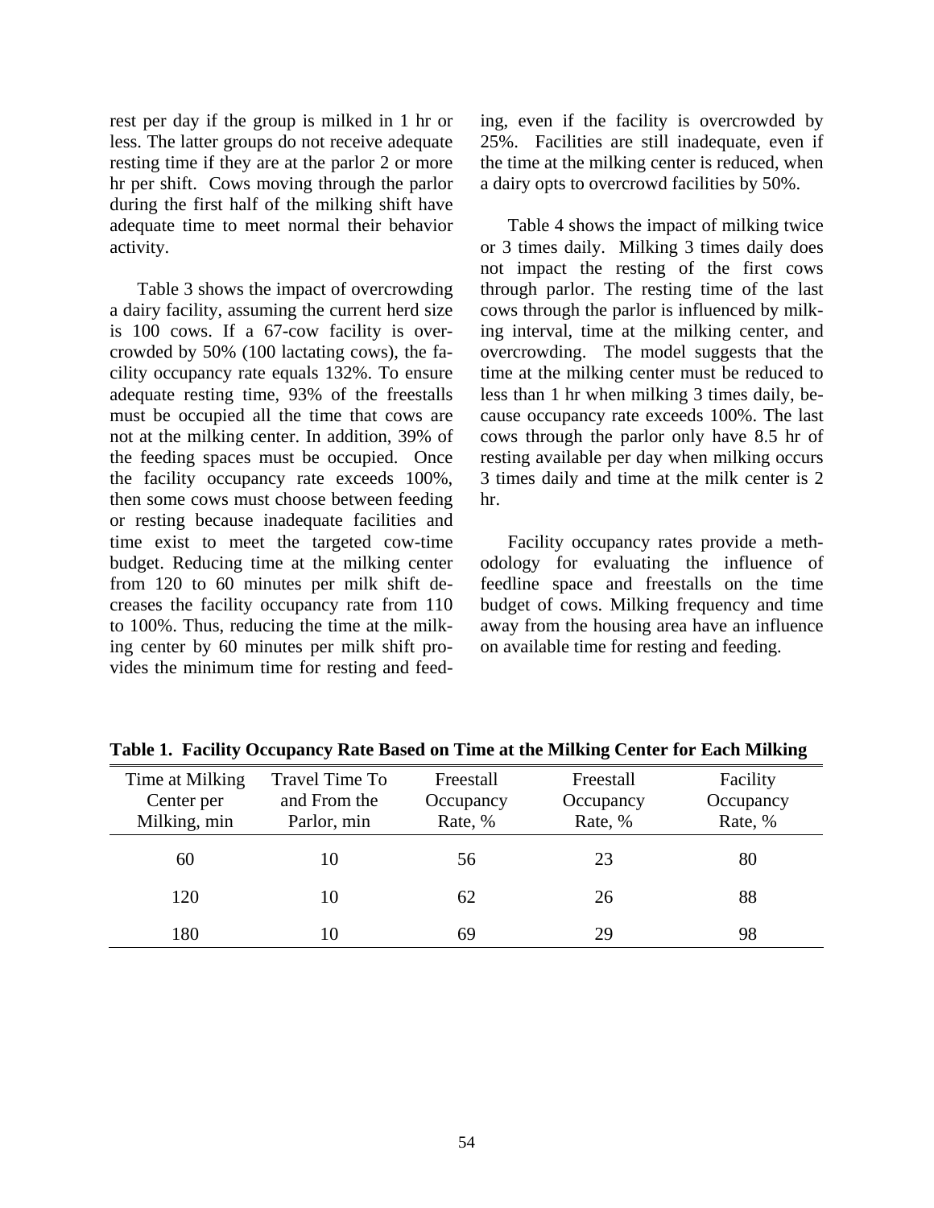rest per day if the group is milked in 1 hr or less. The latter groups do not receive adequate resting time if they are at the parlor 2 or more hr per shift. Cows moving through the parlor during the first half of the milking shift have adequate time to meet normal their behavior activity.

Table 3 shows the impact of overcrowding a dairy facility, assuming the current herd size is 100 cows. If a 67-cow facility is overcrowded by 50% (100 lactating cows), the facility occupancy rate equals 132%. To ensure adequate resting time, 93% of the freestalls must be occupied all the time that cows are not at the milking center. In addition, 39% of the feeding spaces must be occupied. Once the facility occupancy rate exceeds 100%, then some cows must choose between feeding or resting because inadequate facilities and time exist to meet the targeted cow-time budget. Reducing time at the milking center from 120 to 60 minutes per milk shift decreases the facility occupancy rate from 110 to 100%. Thus, reducing the time at the milking center by 60 minutes per milk shift provides the minimum time for resting and feeding, even if the facility is overcrowded by 25%. Facilities are still inadequate, even if the time at the milking center is reduced, when a dairy opts to overcrowd facilities by 50%.

Table 4 shows the impact of milking twice or 3 times daily. Milking 3 times daily does not impact the resting of the first cows through parlor. The resting time of the last cows through the parlor is influenced by milking interval, time at the milking center, and overcrowding. The model suggests that the time at the milking center must be reduced to less than 1 hr when milking 3 times daily, because occupancy rate exceeds 100%. The last cows through the parlor only have 8.5 hr of resting available per day when milking occurs 3 times daily and time at the milk center is 2 hr.

Facility occupancy rates provide a methodology for evaluating the influence of feedline space and freestalls on the time budget of cows. Milking frequency and time away from the housing area have an influence on available time for resting and feeding.

**Table 1. Facility Occupancy Rate Based on Time at the Milking Center for Each Milking**

| Time at Milking Center per Milking, min | Travel Time To and From the Parlor, min | Freestall Occupancy Rate, % | Freestall Occupancy Rate, % | Facility Occupancy Rate, % |
|---|---|---|---|---|
| 60 | 10 | 56 | 23 | 80 |
| 120 | 10 | 62 | 26 | 88 |
| 180 | 10 | 69 | 29 | 98 |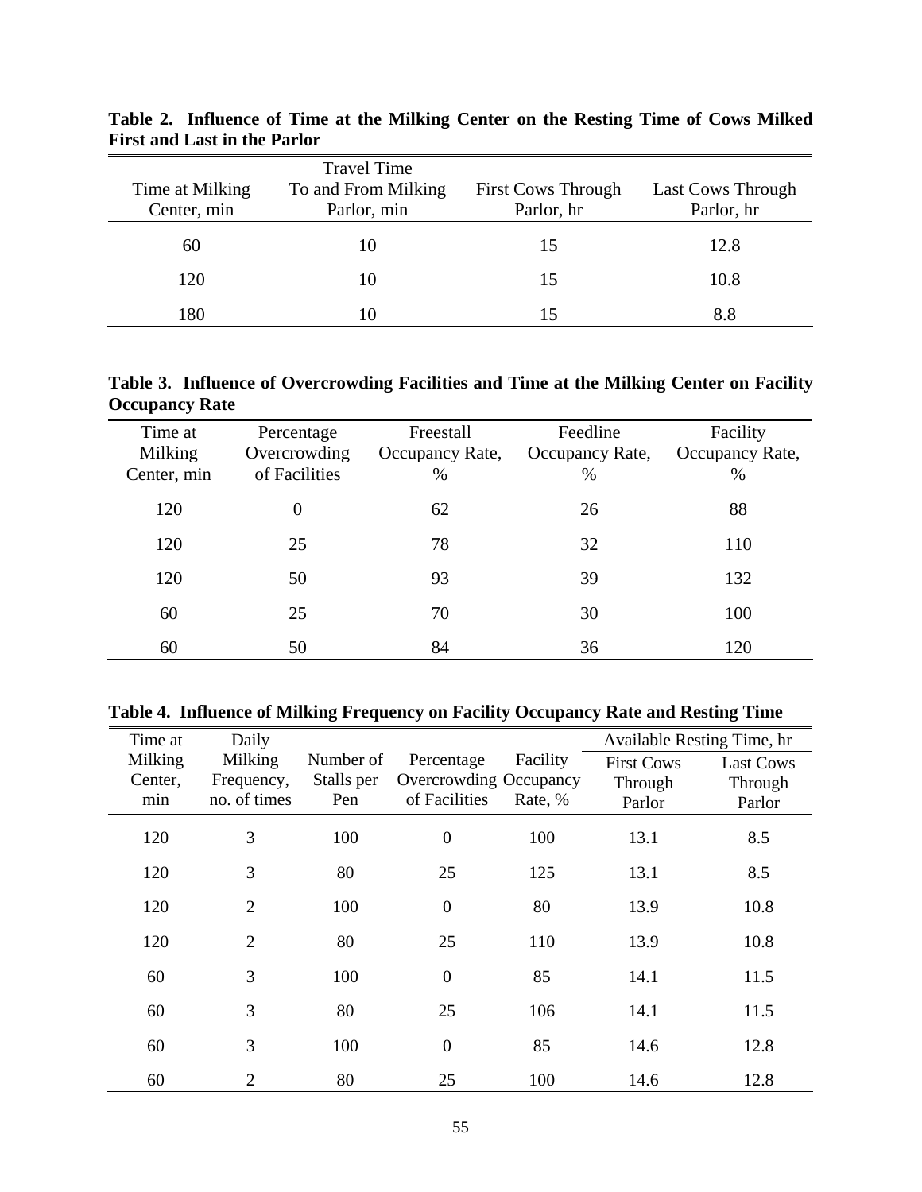**Table 2. Influence of Time at the Milking Center on the Resting Time of Cows Milked First and Last in the Parlor**

| Time at Milking Center, min | Travel Time To and From Milking Parlor, min | First Cows Through Parlor, hr | Last Cows Through Parlor, hr |
|---|---|---|---|
| 60 | 10 | 15 | 12.8 |
| 120 | 10 | 15 | 10.8 |
| 180 | 10 | 15 | 8.8 |

**Table 3. Influence of Overcrowding Facilities and Time at the Milking Center on Facility Occupancy Rate**

| Time at Milking Center, min | Percentage Overcrowding of Facilities | Freestall Occupancy Rate, % | Feedline Occupancy Rate, % | Facility Occupancy Rate, % |
|---|---|---|---|---|
| 120 | 0 | 62 | 26 | 88 |
| 120 | 25 | 78 | 32 | 110 |
| 120 | 50 | 93 | 39 | 132 |
| 60 | 25 | 70 | 30 | 100 |
| 60 | 50 | 84 | 36 | 120 |

**Table 4. Influence of Milking Frequency on Facility Occupancy Rate and Resting Time**

| Time at Milking Center, min | Daily Milking Frequency, no. of times | Number of Stalls per Pen | Percentage Overcrowding of Facilities | Facility Occupancy Rate, % | Available Resting Time, hr | |
|---|---|---|---|---|---|---|
| | | | | | First Cows Through Parlor | Last Cows Through Parlor |
| 120 | 3 | 100 | 0 | 100 | 13.1 | 8.5 |
| 120 | 3 | 80 | 25 | 125 | 13.1 | 8.5 |
| 120 | 2 | 100 | 0 | 80 | 13.9 | 10.8 |
| 120 | 2 | 80 | 25 | 110 | 13.9 | 10.8 |
| 60 | 3 | 100 | 0 | 85 | 14.1 | 11.5 |
| 60 | 3 | 80 | 25 | 106 | 14.1 | 11.5 |
| 60 | 3 | 100 | 0 | 85 | 14.6 | 12.8 |
| 60 | 2 | 80 | 25 | 100 | 14.6 | 12.8 |